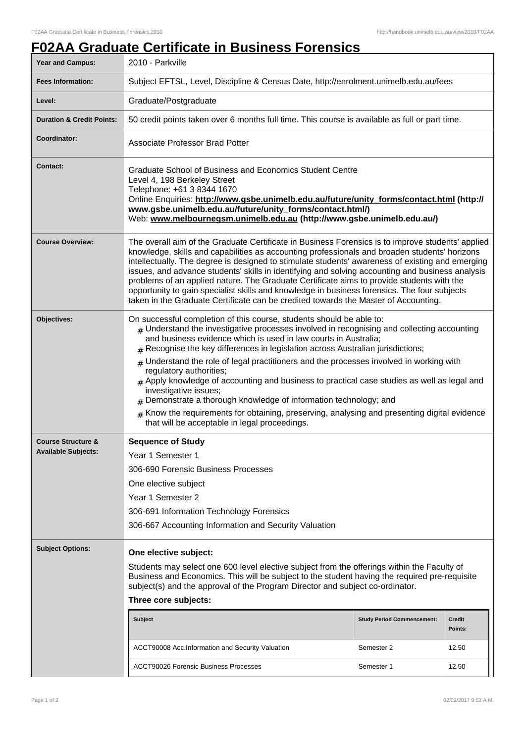# F02AA Graduate Certificate in Business Forensics

| Year and Campus: | 2010 - Parkville |
|---|---|
| Fees Information: | Subject EFTSL, Level, Discipline & Census Date, http://enrolment.unimelb.edu.au/fees |
| Level: | Graduate/Postgraduate |
| Duration & Credit Points: | 50 credit points taken over 6 months full time. This course is available as full or part time. |
| Coordinator: | Associate Professor Brad Potter |
| Contact: | Graduate School of Business and Economics Student Centre<br>Level 4, 198 Berkeley Street<br>Telephone: +61 3 8344 1670<br>Online Enquiries: **http://www.gsbe.unimelb.edu.au/future/unity_forms/contact.html (http://www.gsbe.unimelb.edu.au/future/unity_forms/contact.html/)**<br>Web: **www.melbournegsm.unimelb.edu.au (http://www.gsbe.unimelb.edu.au/)** |
| Course Overview: | The overall aim of the Graduate Certificate in Business Forensics is to improve students' applied knowledge, skills and capabilities as accounting professionals and broaden students' horizons intellectually. The degree is designed to stimulate students' awareness of existing and emerging issues, and advance students' skills in identifying and solving accounting and business analysis problems of an applied nature. The Graduate Certificate aims to provide students with the opportunity to gain specialist skills and knowledge in business forensics. The four subjects taken in the Graduate Certificate can be credited towards the Master of Accounting. |
| Objectives: | On successful completion of this course, students should be able to:<br># Understand the investigative processes involved in recognising and collecting accounting and business evidence which is used in law courts in Australia;<br># Recognise the key differences in legislation across Australian jurisdictions;<br># Understand the role of legal practitioners and the processes involved in working with regulatory authorities;<br># Apply knowledge of accounting and business to practical case studies as well as legal and investigative issues;<br># Demonstrate a thorough knowledge of information technology; and<br># Know the requirements for obtaining, preserving, analysing and presenting digital evidence that will be acceptable in legal proceedings. |
| Course Structure & Available Subjects: | **Sequence of Study**<br>Year 1 Semester 1<br>306-690 Forensic Business Processes<br>One elective subject<br>Year 1 Semester 2<br>306-691 Information Technology Forensics<br>306-667 Accounting Information and Security Valuation |
| Subject Options: | **One elective subject:**<br>Students may select one 600 level elective subject from the offerings within the Faculty of Business and Economics. This will be subject to the student having the required pre-requisite subject(s) and the approval of the Program Director and subject co-ordinator.<br>**Three core subjects:** |

| Subject | Study Period Commencement: | Credit Points: |
|---|---|---|
| ACCT90008 Acc.Information and Security Valuation | Semester 2 | 12.50 |
| ACCT90026 Forensic Business Processes | Semester 1 | 12.50 |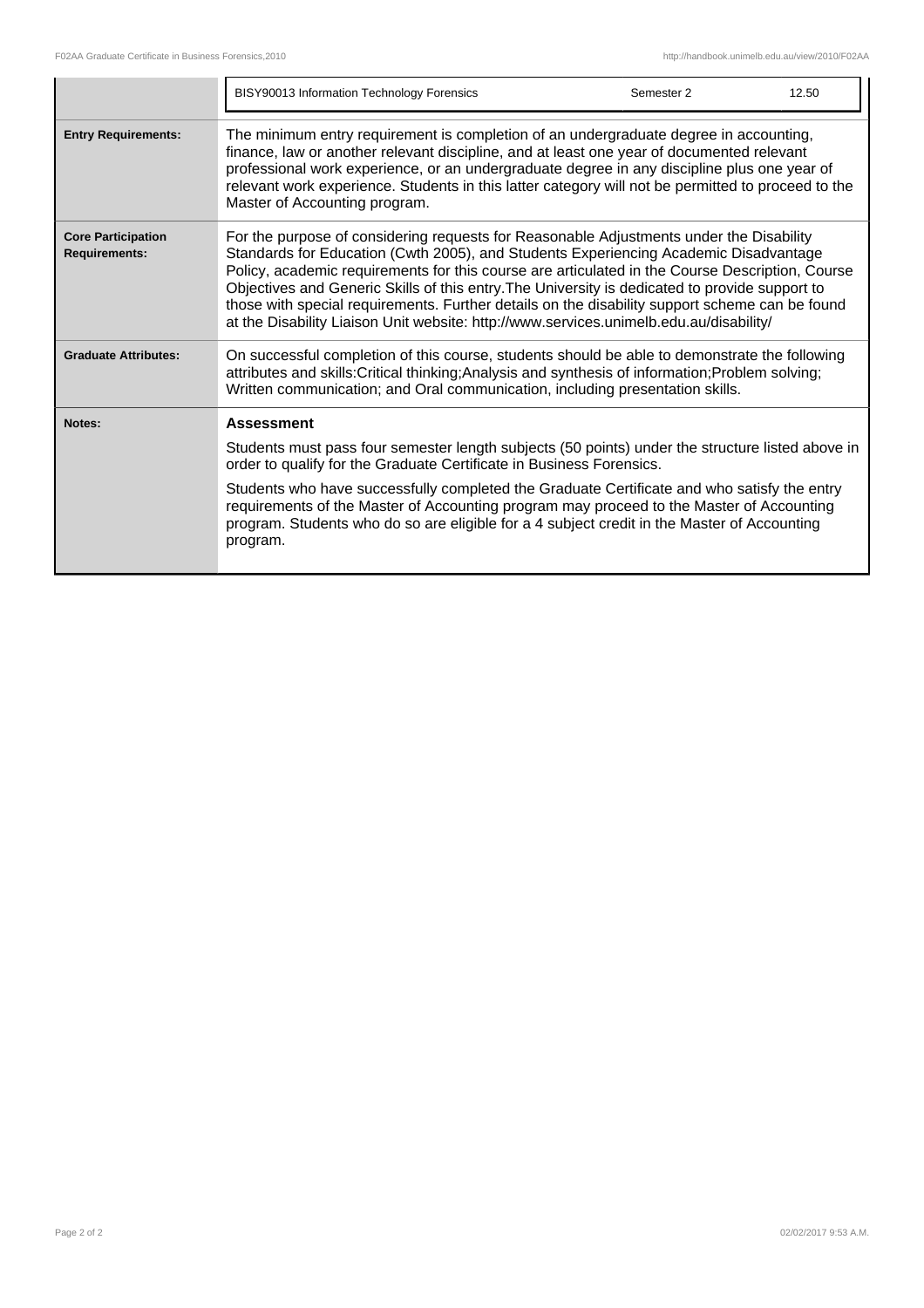| | | | |
|---|---|---|---|
| | BISY90013 Information Technology Forensics | Semester 2 | 12.50 |

| | |
|---|---|
| **Entry Requirements:** | The minimum entry requirement is completion of an undergraduate degree in accounting, finance, law or another relevant discipline, and at least one year of documented relevant professional work experience, or an undergraduate degree in any discipline plus one year of relevant work experience. Students in this latter category will not be permitted to proceed to the Master of Accounting program. |
| **Core Participation Requirements:** | For the purpose of considering requests for Reasonable Adjustments under the Disability Standards for Education (Cwth 2005), and Students Experiencing Academic Disadvantage Policy, academic requirements for this course are articulated in the Course Description, Course Objectives and Generic Skills of this entry.The University is dedicated to provide support to those with special requirements. Further details on the disability support scheme can be found at the Disability Liaison Unit website: http://www.services.unimelb.edu.au/disability/ |
| **Graduate Attributes:** | On successful completion of this course, students should be able to demonstrate the following attributes and skills:Critical thinking;Analysis and synthesis of information;Problem solving; Written communication; and Oral communication, including presentation skills. |
| **Notes:** | **Assessment**<br><br>Students must pass four semester length subjects (50 points) under the structure listed above in order to qualify for the Graduate Certificate in Business Forensics.<br><br>Students who have successfully completed the Graduate Certificate and who satisfy the entry requirements of the Master of Accounting program may proceed to the Master of Accounting program. Students who do so are eligible for a 4 subject credit in the Master of Accounting program. |